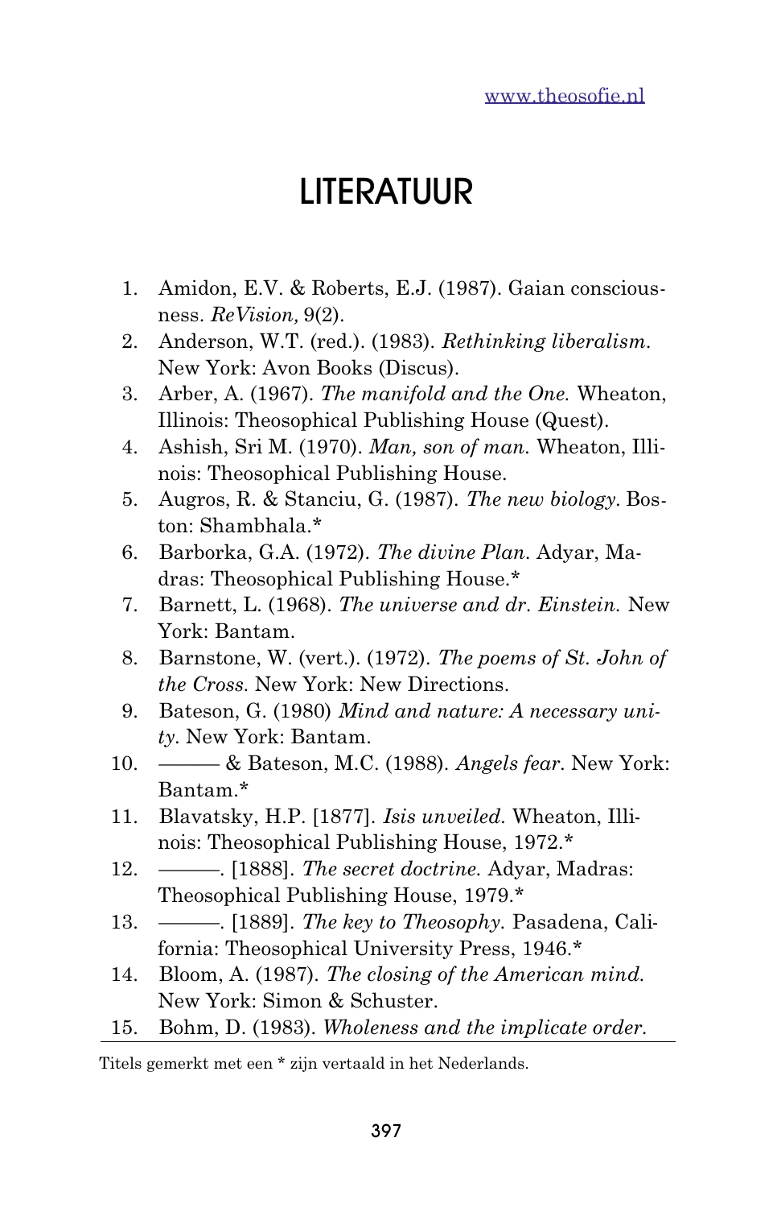# LITERATUUR

1. Amidon, E.V. & Roberts, E.J. (1987). Gaian consciousness. *ReVision,* 9(2).
2. Anderson, W.T. (red.). (1983). *Rethinking liberalism.* New York: Avon Books (Discus).
3. Arber, A. (1967). *The manifold and the One.* Wheaton, Illinois: Theosophical Publishing House (Quest).
4. Ashish, Sri M. (1970). *Man, son of man.* Wheaton, Illinois: Theosophical Publishing House.
5. Augros, R. & Stanciu, G. (1987). *The new biology.* Boston: Shambhala.*
6. Barborka, G.A. (1972). *The divine Plan.* Adyar, Madras: Theosophical Publishing House.*
7. Barnett, L. (1968). *The universe and dr. Einstein.* New York: Bantam.
8. Barnstone, W. (vert.). (1972). *The poems of St. John of the Cross.* New York: New Directions.
9. Bateson, G. (1980) *Mind and nature: A necessary unity.* New York: Bantam.
10. ——— & Bateson, M.C. (1988). *Angels fear.* New York: Bantam.*
11. Blavatsky, H.P. [1877]. *Isis unveiled.* Wheaton, Illinois: Theosophical Publishing House, 1972.*
12. ———. [1888]. *The secret doctrine.* Adyar, Madras: Theosophical Publishing House, 1979.*
13. ———. [1889]. *The key to Theosophy.* Pasadena, California: Theosophical University Press, 1946.*
14. Bloom, A. (1987). *The closing of the American mind.* New York: Simon & Schuster.
15. Bohm, D. (1983). *Wholeness and the implicate order.*

Titels gemerkt met een * zijn vertaald in het Nederlands.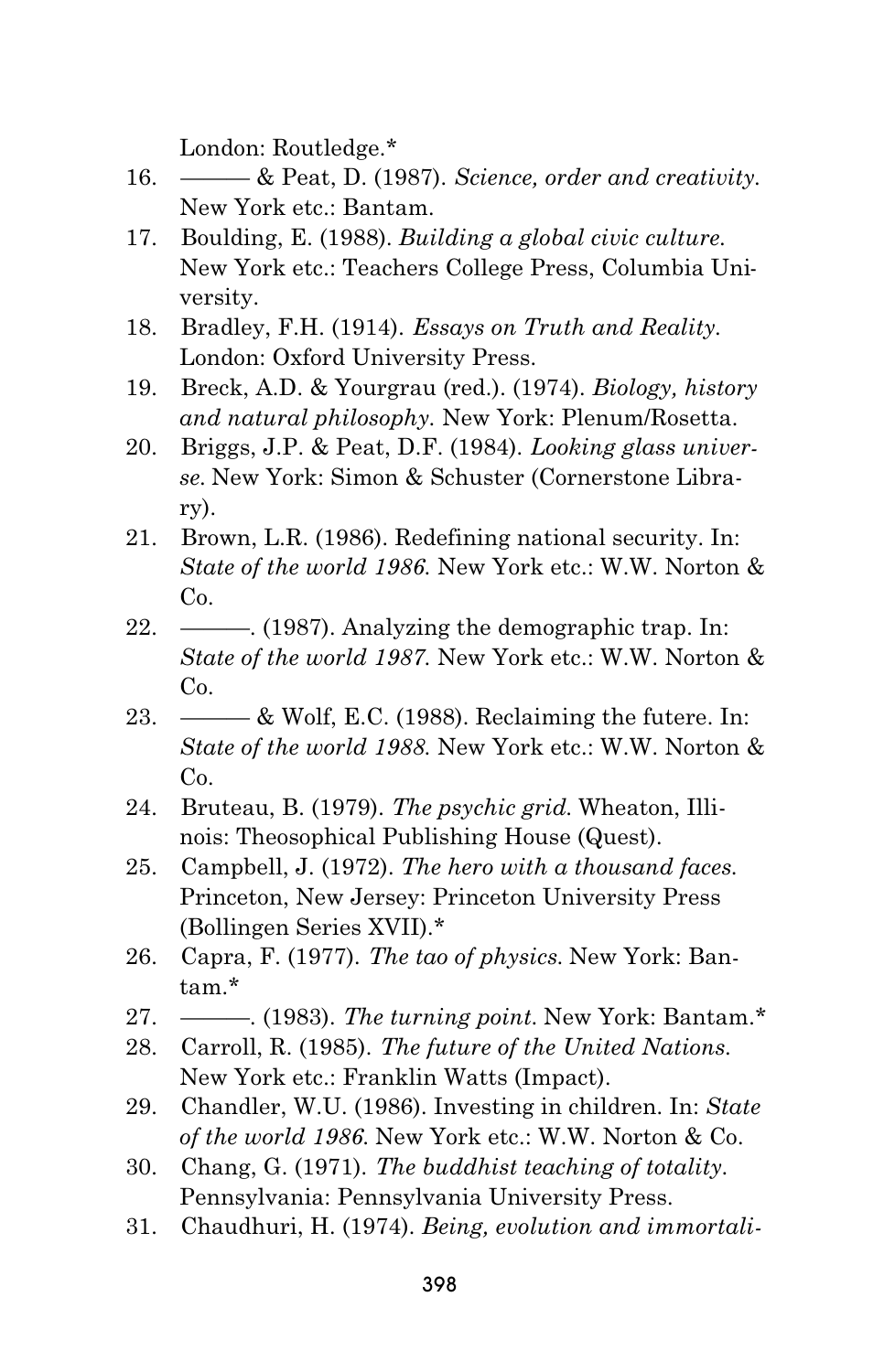London: Routledge.*

16. ——— & Peat, D. (1987). *Science, order and creativity*. New York etc.: Bantam.
17. Boulding, E. (1988). *Building a global civic culture*. New York etc.: Teachers College Press, Columbia University.
18. Bradley, F.H. (1914). *Essays on Truth and Reality*. London: Oxford University Press.
19. Breck, A.D. & Yourgrau (red.). (1974). *Biology, history and natural philosophy*. New York: Plenum/Rosetta.
20. Briggs, J.P. & Peat, D.F. (1984). *Looking glass universe*. New York: Simon & Schuster (Cornerstone Library).
21. Brown, L.R. (1986). Redefining national security. In: *State of the world 1986*. New York etc.: W.W. Norton & Co.
22. ———. (1987). Analyzing the demographic trap. In: *State of the world 1987*. New York etc.: W.W. Norton & Co.
23. ——— & Wolf, E.C. (1988). Reclaiming the futere. In: *State of the world 1988*. New York etc.: W.W. Norton & Co.
24. Bruteau, B. (1979). *The psychic grid*. Wheaton, Illinois: Theosophical Publishing House (Quest).
25. Campbell, J. (1972). *The hero with a thousand faces*. Princeton, New Jersey: Princeton University Press (Bollingen Series XVII).*
26. Capra, F. (1977). *The tao of physics*. New York: Bantam.*
27. ———. (1983). *The turning point*. New York: Bantam.*
28. Carroll, R. (1985). *The future of the United Nations*. New York etc.: Franklin Watts (Impact).
29. Chandler, W.U. (1986). Investing in children. In: *State of the world 1986*. New York etc.: W.W. Norton & Co.
30. Chang, G. (1971). *The buddhist teaching of totality*. Pennsylvania: Pennsylvania University Press.
31. Chaudhuri, H. (1974). *Being, evolution and immortali-*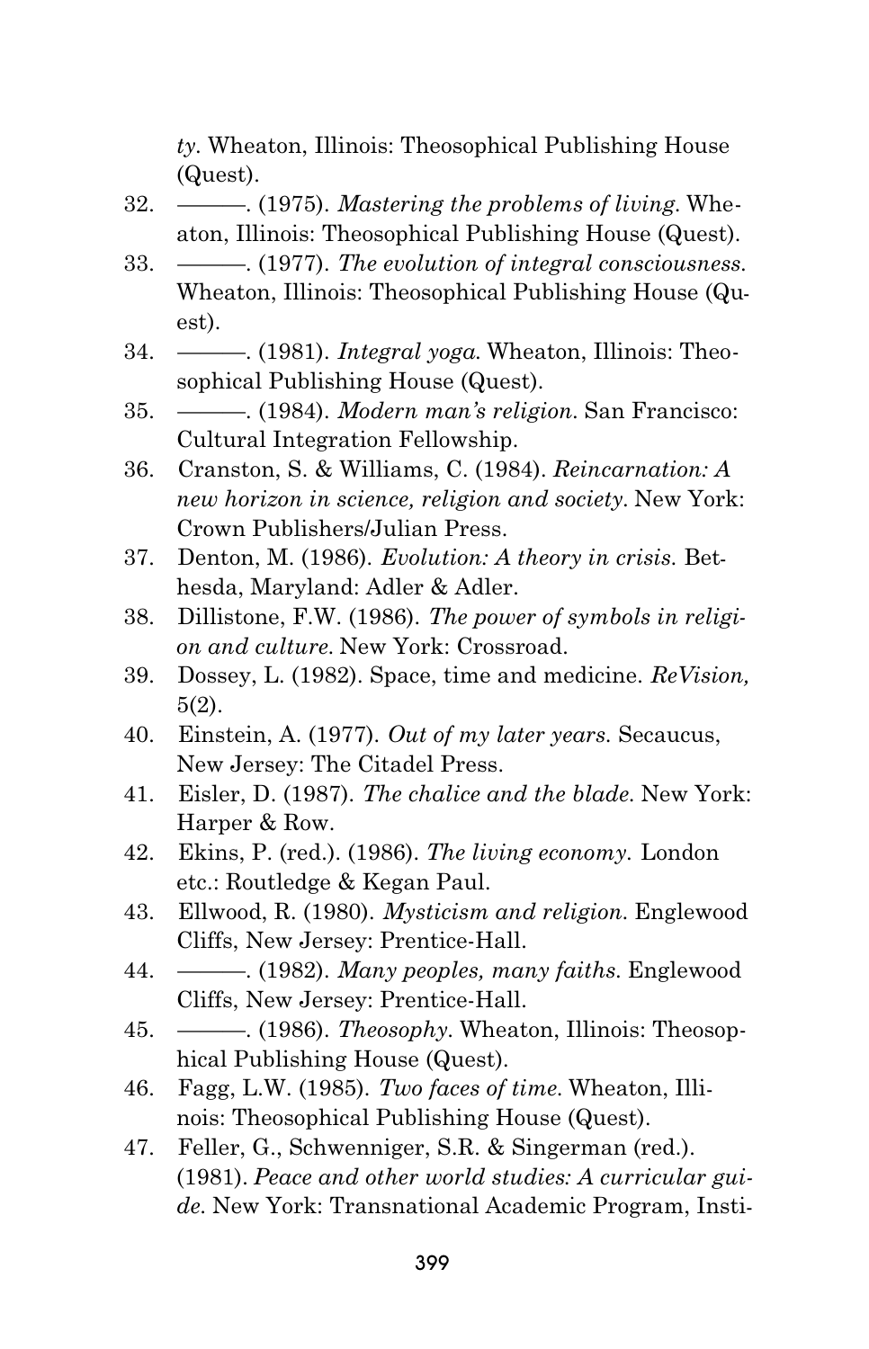*ty*. Wheaton, Illinois: Theosophical Publishing House (Quest).

32. ———. (1975). *Mastering the problems of living*. Wheaton, Illinois: Theosophical Publishing House (Quest).
33. ———. (1977). *The evolution of integral consciousness*. Wheaton, Illinois: Theosophical Publishing House (Quest).
34. ———. (1981). *Integral yoga*. Wheaton, Illinois: Theosophical Publishing House (Quest).
35. ———. (1984). *Modern man's religion*. San Francisco: Cultural Integration Fellowship.
36. Cranston, S. & Williams, C. (1984). *Reincarnation: A new horizon in science, religion and society*. New York: Crown Publishers/Julian Press.
37. Denton, M. (1986). *Evolution: A theory in crisis*. Bethesda, Maryland: Adler & Adler.
38. Dillistone, F.W. (1986). *The power of symbols in religion and culture*. New York: Crossroad.
39. Dossey, L. (1982). Space, time and medicine. *ReVision,* 5(2).
40. Einstein, A. (1977). *Out of my later years*. Secaucus, New Jersey: The Citadel Press.
41. Eisler, D. (1987). *The chalice and the blade*. New York: Harper & Row.
42. Ekins, P. (red.). (1986). *The living economy*. London etc.: Routledge & Kegan Paul.
43. Ellwood, R. (1980). *Mysticism and religion*. Englewood Cliffs, New Jersey: Prentice-Hall.
44. ———. (1982). *Many peoples, many faiths*. Englewood Cliffs, New Jersey: Prentice-Hall.
45. ———. (1986). *Theosophy*. Wheaton, Illinois: Theosophical Publishing House (Quest).
46. Fagg, L.W. (1985). *Two faces of time*. Wheaton, Illinois: Theosophical Publishing House (Quest).
47. Feller, G., Schwenniger, S.R. & Singerman (red.). (1981). *Peace and other world studies: A curricular guide*. New York: Transnational Academic Program, Insti-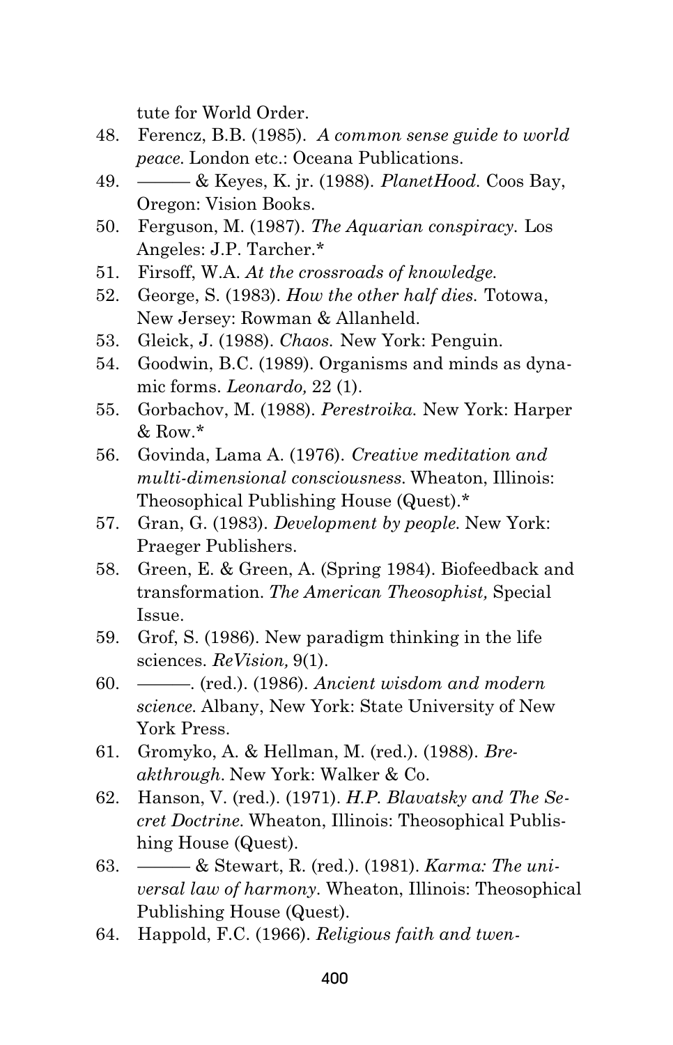tute for World Order.

48. Ferencz, B.B. (1985). *A common sense guide to world peace.* London etc.: Oceana Publications.
49. ——— & Keyes, K. jr. (1988). *PlanetHood.* Coos Bay, Oregon: Vision Books.
50. Ferguson, M. (1987). *The Aquarian conspiracy.* Los Angeles: J.P. Tarcher.*
51. Firsoff, W.A. *At the crossroads of knowledge.*
52. George, S. (1983). *How the other half dies.* Totowa, New Jersey: Rowman & Allanheld.
53. Gleick, J. (1988). *Chaos.* New York: Penguin.
54. Goodwin, B.C. (1989). Organisms and minds as dynamic forms. *Leonardo,* 22 (1).
55. Gorbachov, M. (1988). *Perestroika.* New York: Harper & Row.*
56. Govinda, Lama A. (1976). *Creative meditation and multi-dimensional consciousness.* Wheaton, Illinois: Theosophical Publishing House (Quest).*
57. Gran, G. (1983). *Development by people.* New York: Praeger Publishers.
58. Green, E. & Green, A. (Spring 1984). Biofeedback and transformation. *The American Theosophist,* Special Issue.
59. Grof, S. (1986). New paradigm thinking in the life sciences. *ReVision,* 9(1).
60. ———. (red.). (1986). *Ancient wisdom and modern science.* Albany, New York: State University of New York Press.
61. Gromyko, A. & Hellman, M. (red.). (1988). *Breakthrough.* New York: Walker & Co.
62. Hanson, V. (red.). (1971). *H.P. Blavatsky and The Secret Doctrine.* Wheaton, Illinois: Theosophical Publishing House (Quest).
63. ——— & Stewart, R. (red.). (1981). *Karma: The universal law of harmony.* Wheaton, Illinois: Theosophical Publishing House (Quest).
64. Happold, F.C. (1966). *Religious faith and twen-*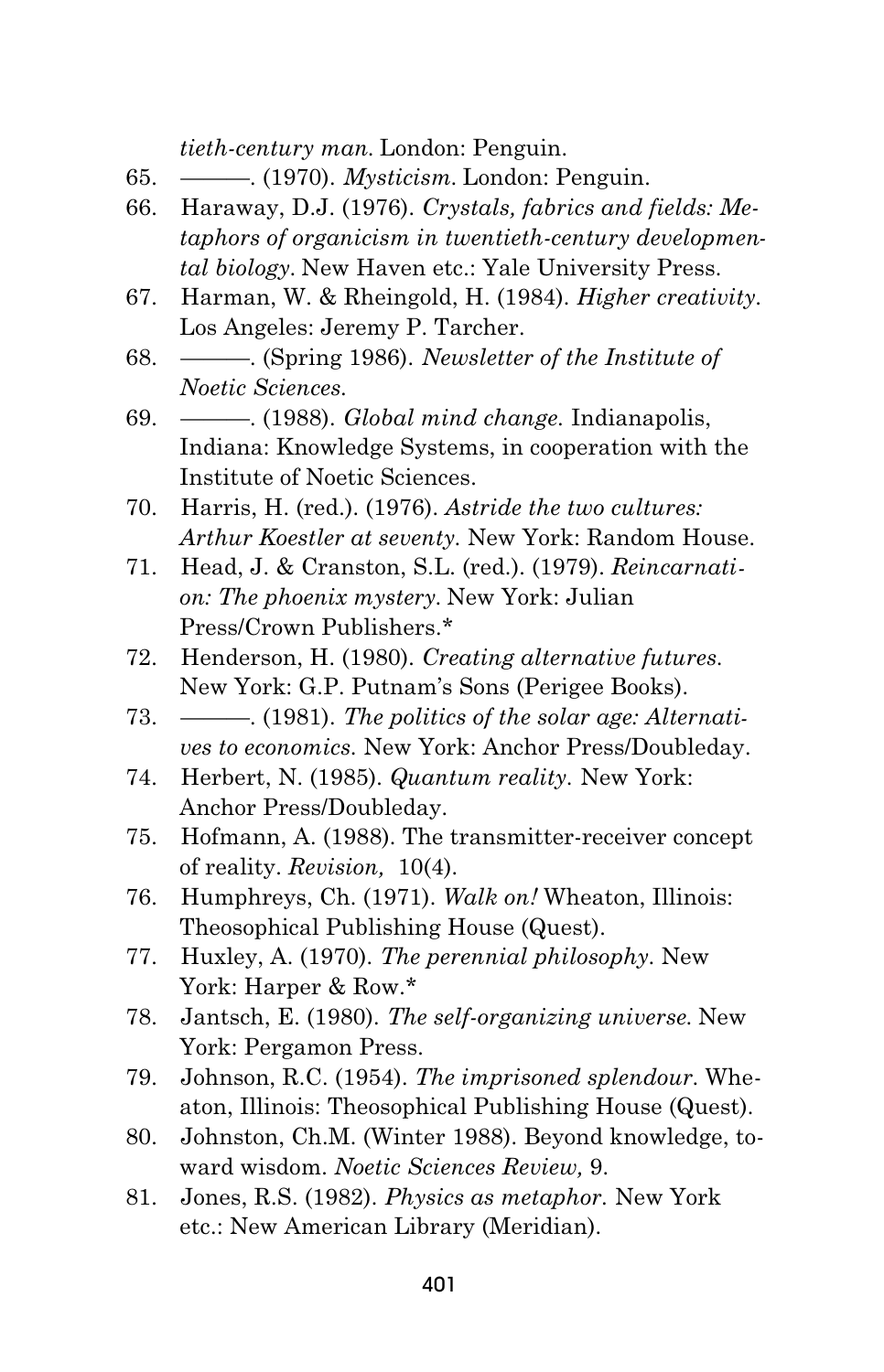*tieth-century man.* London: Penguin.

65. ———. (1970). *Mysticism.* London: Penguin.
66. Haraway, D.J. (1976). *Crystals, fabrics and fields: Metaphors of organicism in twentieth-century developmental biology.* New Haven etc.: Yale University Press.
67. Harman, W. & Rheingold, H. (1984). *Higher creativity.* Los Angeles: Jeremy P. Tarcher.
68. ———. (Spring 1986). *Newsletter of the Institute of Noetic Sciences.*
69. ———. (1988). *Global mind change.* Indianapolis, Indiana: Knowledge Systems, in cooperation with the Institute of Noetic Sciences.
70. Harris, H. (red.). (1976). *Astride the two cultures: Arthur Koestler at seventy.* New York: Random House.
71. Head, J. & Cranston, S.L. (red.). (1979). *Reincarnation: The phoenix mystery.* New York: Julian Press/Crown Publishers.*
72. Henderson, H. (1980). *Creating alternative futures.* New York: G.P. Putnam's Sons (Perigee Books).
73. ———. (1981). *The politics of the solar age: Alternatives to economics.* New York: Anchor Press/Doubleday.
74. Herbert, N. (1985). *Quantum reality.* New York: Anchor Press/Doubleday.
75. Hofmann, A. (1988). The transmitter-receiver concept of reality. *Revision,* 10(4).
76. Humphreys, Ch. (1971). *Walk on!* Wheaton, Illinois: Theosophical Publishing House (Quest).
77. Huxley, A. (1970). *The perennial philosophy.* New York: Harper & Row.*
78. Jantsch, E. (1980). *The self-organizing universe.* New York: Pergamon Press.
79. Johnson, R.C. (1954). *The imprisoned splendour.* Wheaton, Illinois: Theosophical Publishing House (Quest).
80. Johnston, Ch.M. (Winter 1988). Beyond knowledge, toward wisdom. *Noetic Sciences Review,* 9.
81. Jones, R.S. (1982). *Physics as metaphor.* New York etc.: New American Library (Meridian).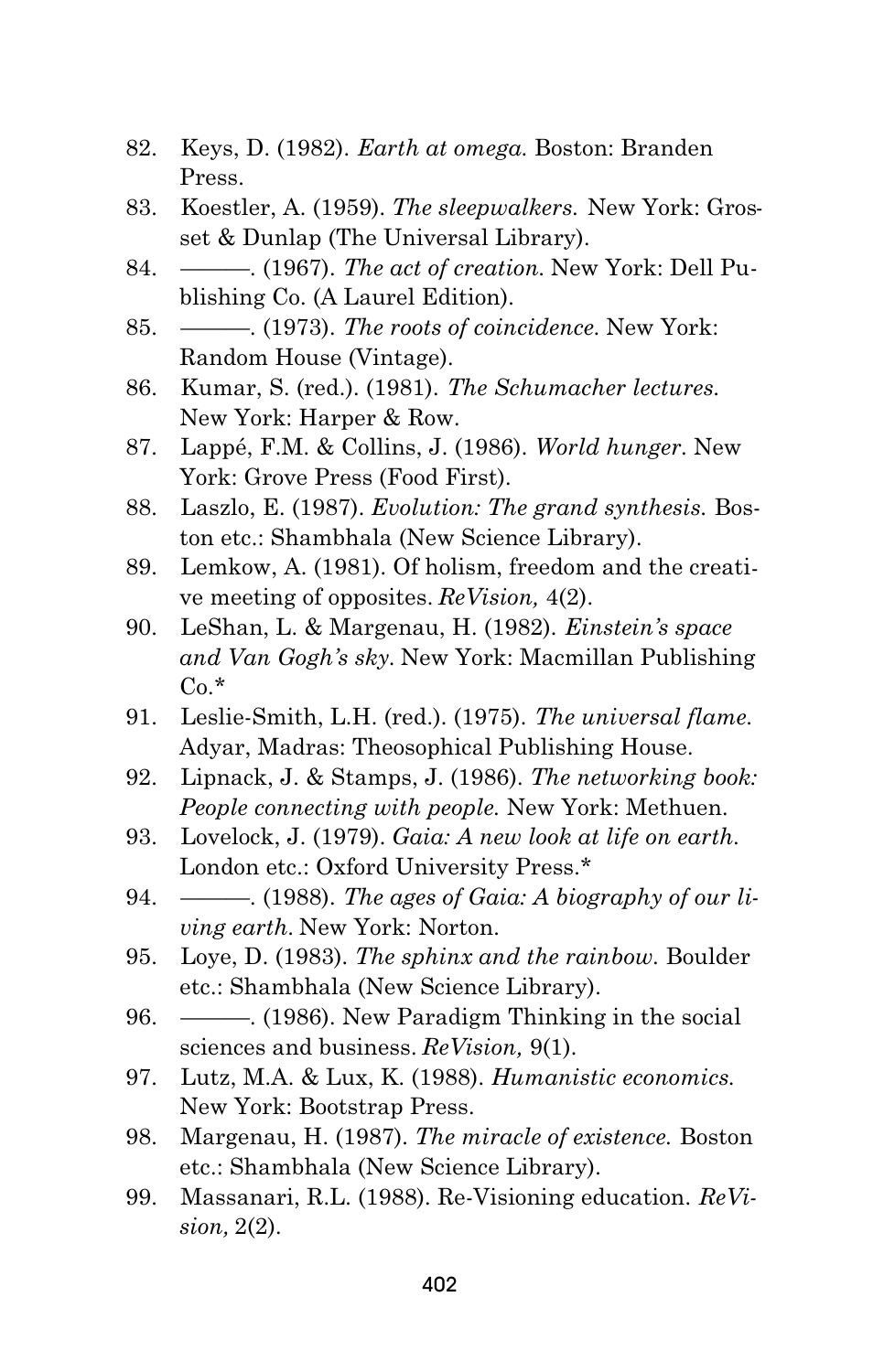82. Keys, D. (1982). *Earth at omega.* Boston: Branden Press.
83. Koestler, A. (1959). *The sleepwalkers.* New York: Grosset & Dunlap (The Universal Library).
84. ———. (1967). *The act of creation.* New York: Dell Publishing Co. (A Laurel Edition).
85. ———. (1973). *The roots of coincidence.* New York: Random House (Vintage).
86. Kumar, S. (red.). (1981). *The Schumacher lectures.* New York: Harper & Row.
87. Lappé, F.M. & Collins, J. (1986). *World hunger.* New York: Grove Press (Food First).
88. Laszlo, E. (1987). *Evolution: The grand synthesis.* Boston etc.: Shambhala (New Science Library).
89. Lemkow, A. (1981). Of holism, freedom and the creative meeting of opposites. *ReVision,* 4(2).
90. LeShan, L. & Margenau, H. (1982). *Einstein's space and Van Gogh's sky.* New York: Macmillan Publishing Co.*
91. Leslie-Smith, L.H. (red.). (1975). *The universal flame.* Adyar, Madras: Theosophical Publishing House.
92. Lipnack, J. & Stamps, J. (1986). *The networking book: People connecting with people.* New York: Methuen.
93. Lovelock, J. (1979). *Gaia: A new look at life on earth.* London etc.: Oxford University Press.*
94. ———. (1988). *The ages of Gaia: A biography of our living earth.* New York: Norton.
95. Loye, D. (1983). *The sphinx and the rainbow.* Boulder etc.: Shambhala (New Science Library).
96. ———. (1986). New Paradigm Thinking in the social sciences and business. *ReVision,* 9(1).
97. Lutz, M.A. & Lux, K. (1988). *Humanistic economics.* New York: Bootstrap Press.
98. Margenau, H. (1987). *The miracle of existence.* Boston etc.: Shambhala (New Science Library).
99. Massanari, R.L. (1988). Re-Visioning education. *ReVision,* 2(2).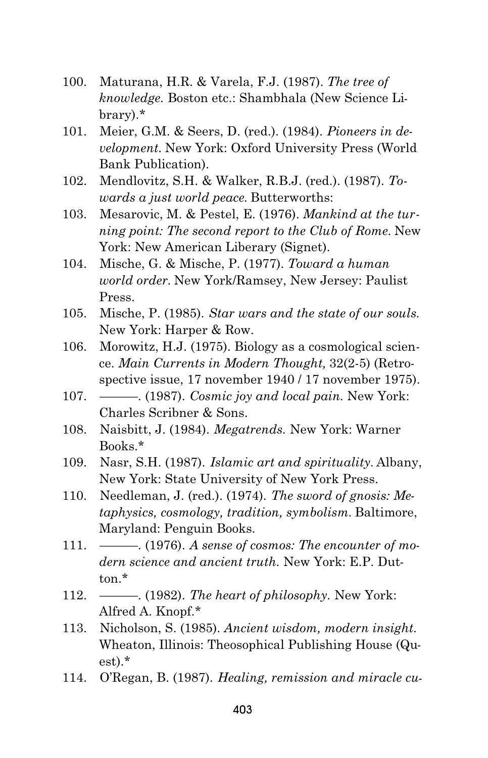100. Maturana, H.R. & Varela, F.J. (1987). *The tree of knowledge*. Boston etc.: Shambhala (New Science Library).*
101. Meier, G.M. & Seers, D. (red.). (1984). *Pioneers in development*. New York: Oxford University Press (World Bank Publication).
102. Mendlovitz, S.H. & Walker, R.B.J. (red.). (1987). *Towards a just world peace*. Butterworths:
103. Mesarovic, M. & Pestel, E. (1976). *Mankind at the turning point: The second report to the Club of Rome*. New York: New American Liberary (Signet).
104. Mische, G. & Mische, P. (1977). *Toward a human world order*. New York/Ramsey, New Jersey: Paulist Press.
105. Mische, P. (1985). *Star wars and the state of our souls*. New York: Harper & Row.
106. Morowitz, H.J. (1975). Biology as a cosmological science. *Main Currents in Modern Thought,* 32(2-5) (Retrospective issue, 17 november 1940 / 17 november 1975).
107. ———. (1987). *Cosmic joy and local pain*. New York: Charles Scribner & Sons.
108. Naisbitt, J. (1984). *Megatrends*. New York: Warner Books.*
109. Nasr, S.H. (1987). *Islamic art and spirituality*. Albany, New York: State University of New York Press.
110. Needleman, J. (red.). (1974). *The sword of gnosis: Metaphysics, cosmology, tradition, symbolism*. Baltimore, Maryland: Penguin Books.
111. ———. (1976). *A sense of cosmos: The encounter of modern science and ancient truth*. New York: E.P. Dutton.*
112. ———. (1982). *The heart of philosophy*. New York: Alfred A. Knopf.*
113. Nicholson, S. (1985). *Ancient wisdom, modern insight*. Wheaton, Illinois: Theosophical Publishing House (Quest).*
114. O'Regan, B. (1987). *Healing, remission and miracle cu-*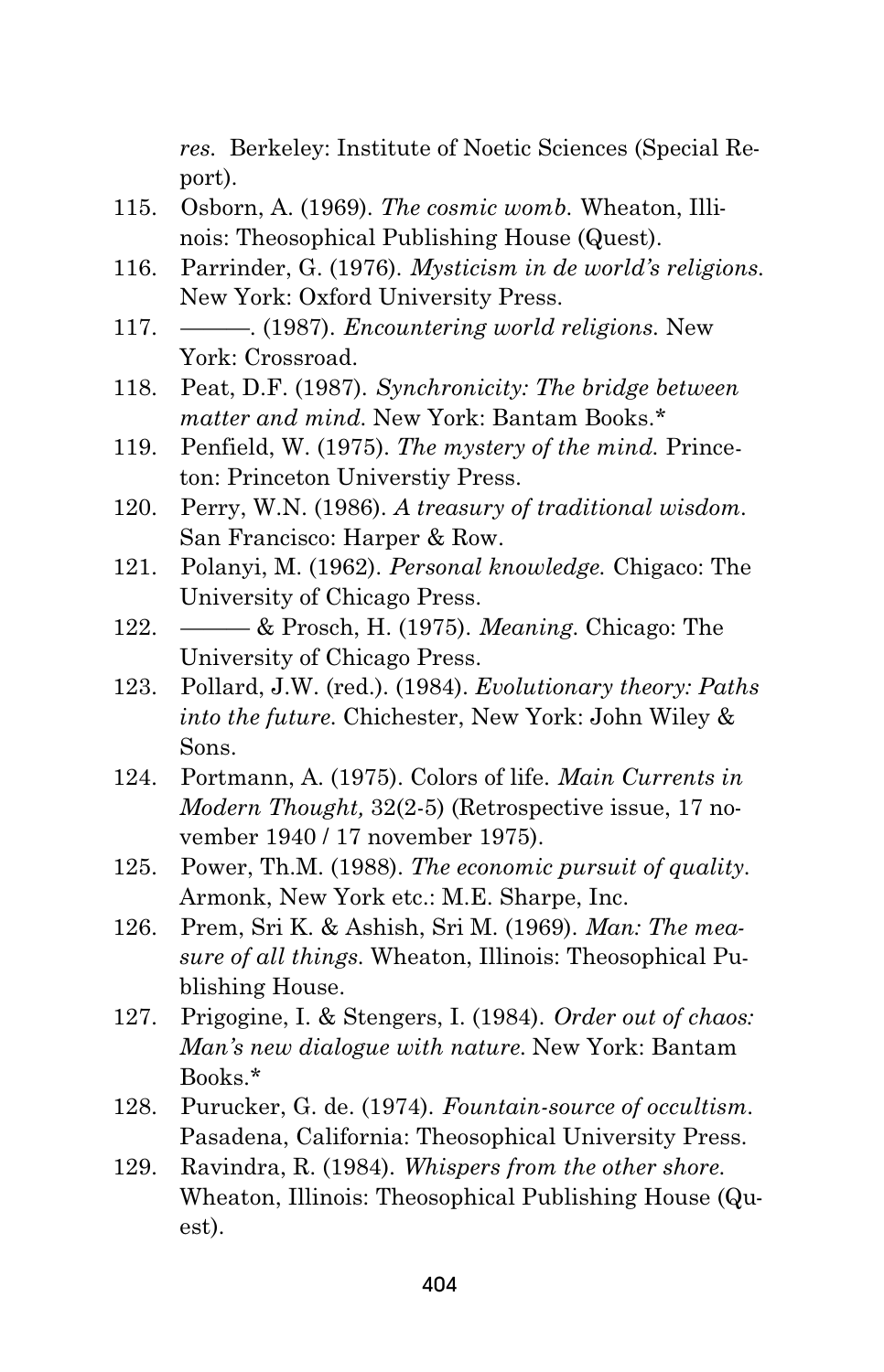*res.* Berkeley: Institute of Noetic Sciences (Special Report).

115. Osborn, A. (1969). *The cosmic womb.* Wheaton, Illinois: Theosophical Publishing House (Quest).
116. Parrinder, G. (1976). *Mysticism in de world's religions.* New York: Oxford University Press.
117. ———. (1987). *Encountering world religions.* New York: Crossroad.
118. Peat, D.F. (1987). *Synchronicity: The bridge between matter and mind.* New York: Bantam Books.*
119. Penfield, W. (1975). *The mystery of the mind.* Princeton: Princeton Universtiy Press.
120. Perry, W.N. (1986). *A treasury of traditional wisdom.* San Francisco: Harper & Row.
121. Polanyi, M. (1962). *Personal knowledge.* Chigaco: The University of Chicago Press.
122. ——— & Prosch, H. (1975). *Meaning.* Chicago: The University of Chicago Press.
123. Pollard, J.W. (red.). (1984). *Evolutionary theory: Paths into the future.* Chichester, New York: John Wiley & Sons.
124. Portmann, A. (1975). Colors of life. *Main Currents in Modern Thought,* 32(2-5) (Retrospective issue, 17 november 1940 / 17 november 1975).
125. Power, Th.M. (1988). *The economic pursuit of quality.* Armonk, New York etc.: M.E. Sharpe, Inc.
126. Prem, Sri K. & Ashish, Sri M. (1969). *Man: The measure of all things.* Wheaton, Illinois: Theosophical Publishing House.
127. Prigogine, I. & Stengers, I. (1984). *Order out of chaos: Man's new dialogue with nature.* New York: Bantam Books.*
128. Purucker, G. de. (1974). *Fountain-source of occultism.* Pasadena, California: Theosophical University Press.
129. Ravindra, R. (1984). *Whispers from the other shore.* Wheaton, Illinois: Theosophical Publishing House (Quest).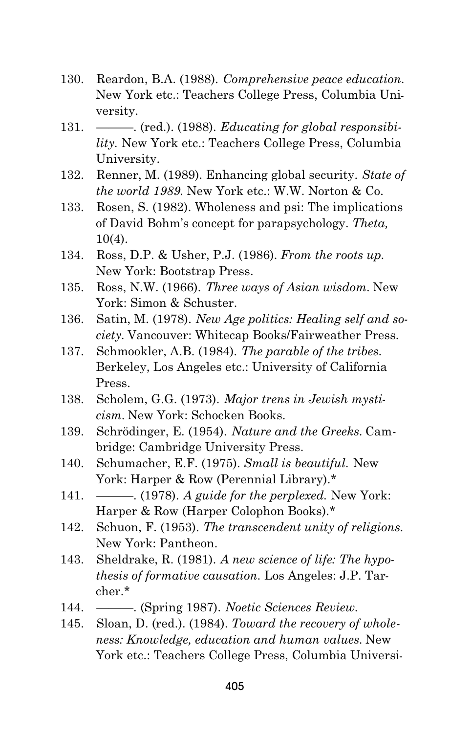130. Reardon, B.A. (1988). *Comprehensive peace education.* New York etc.: Teachers College Press, Columbia University.
131. ———. (red.). (1988). *Educating for global responsibility.* New York etc.: Teachers College Press, Columbia University.
132. Renner, M. (1989). Enhancing global security. *State of the world 1989.* New York etc.: W.W. Norton & Co.
133. Rosen, S. (1982). Wholeness and psi: The implications of David Bohm's concept for parapsychology. *Theta,* 10(4).
134. Ross, D.P. & Usher, P.J. (1986). *From the roots up.* New York: Bootstrap Press.
135. Ross, N.W. (1966). *Three ways of Asian wisdom.* New York: Simon & Schuster.
136. Satin, M. (1978). *New Age politics: Healing self and society.* Vancouver: Whitecap Books/Fairweather Press.
137. Schmookler, A.B. (1984). *The parable of the tribes.* Berkeley, Los Angeles etc.: University of California Press.
138. Scholem, G.G. (1973). *Major trens in Jewish mysticism.* New York: Schocken Books.
139. Schrödinger, E. (1954). *Nature and the Greeks.* Cambridge: Cambridge University Press.
140. Schumacher, E.F. (1975). *Small is beautiful.* New York: Harper & Row (Perennial Library).*
141. ———. (1978). *A guide for the perplexed.* New York: Harper & Row (Harper Colophon Books).*
142. Schuon, F. (1953). *The transcendent unity of religions.* New York: Pantheon.
143. Sheldrake, R. (1981). *A new science of life: The hypothesis of formative causation.* Los Angeles: J.P. Tarcher.*
144. ———. (Spring 1987). *Noetic Sciences Review.*
145. Sloan, D. (red.). (1984). *Toward the recovery of wholeness: Knowledge, education and human values.* New York etc.: Teachers College Press, Columbia Universi-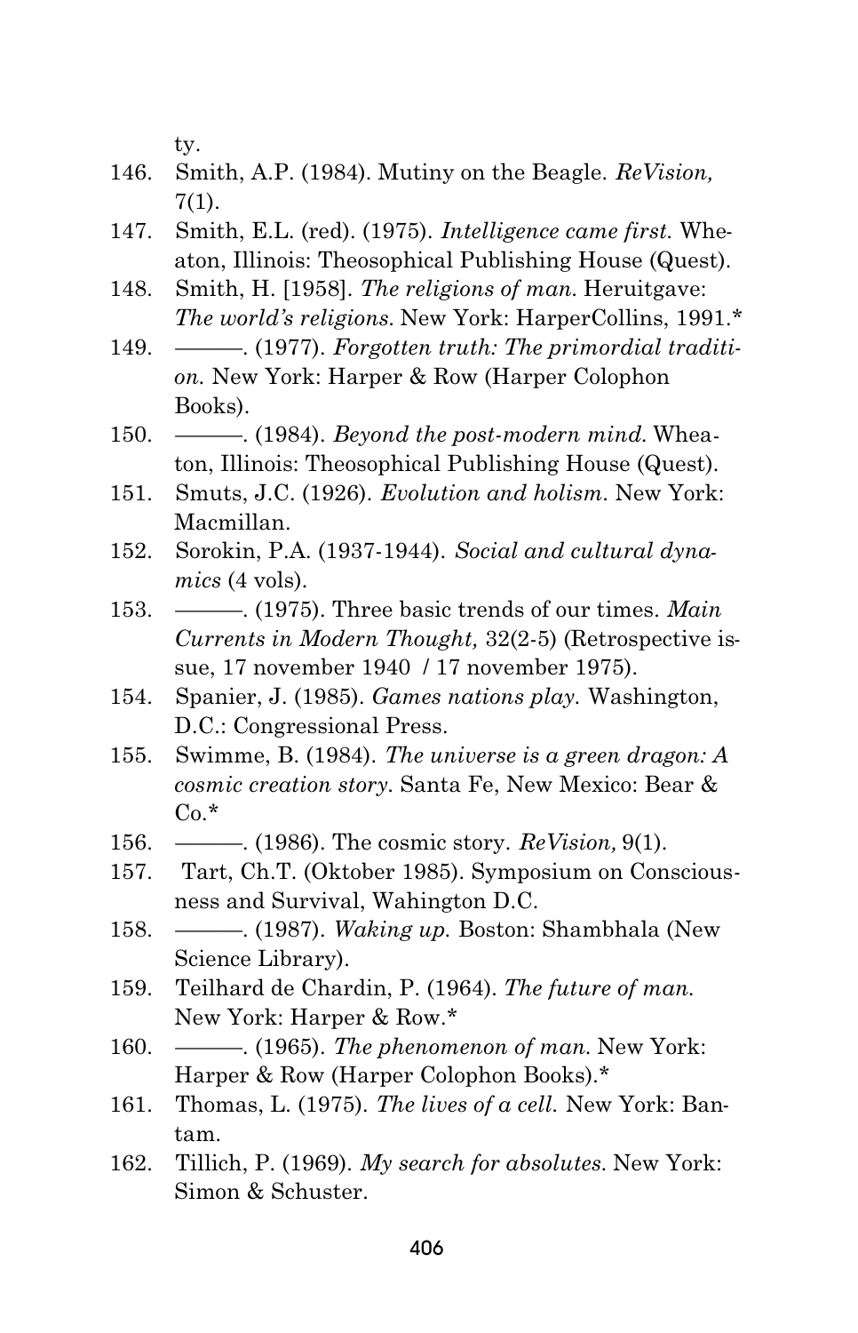ty.

146. Smith, A.P. (1984). Mutiny on the Beagle. *ReVision,* 7(1).
147. Smith, E.L. (red). (1975). *Intelligence came first.* Wheaton, Illinois: Theosophical Publishing House (Quest).
148. Smith, H. [1958]. *The religions of man.* Heruitgave: *The world's religions.* New York: HarperCollins, 1991.*
149. ———. (1977). *Forgotten truth: The primordial tradition.* New York: Harper & Row (Harper Colophon Books).
150. ———. (1984). *Beyond the post-modern mind.* Wheaton, Illinois: Theosophical Publishing House (Quest).
151. Smuts, J.C. (1926). *Evolution and holism.* New York: Macmillan.
152. Sorokin, P.A. (1937-1944). *Social and cultural dynamics* (4 vols).
153. ———. (1975). Three basic trends of our times. *Main Currents in Modern Thought,* 32(2-5) (Retrospective issue, 17 november 1940 / 17 november 1975).
154. Spanier, J. (1985). *Games nations play.* Washington, D.C.: Congressional Press.
155. Swimme, B. (1984). *The universe is a green dragon: A cosmic creation story.* Santa Fe, New Mexico: Bear & Co.*
156. ———. (1986). The cosmic story. *ReVision,* 9(1).
157. Tart, Ch.T. (Oktober 1985). Symposium on Consciousness and Survival, Wahington D.C.
158. ———. (1987). *Waking up.* Boston: Shambhala (New Science Library).
159. Teilhard de Chardin, P. (1964). *The future of man.* New York: Harper & Row.*
160. ———. (1965). *The phenomenon of man.* New York: Harper & Row (Harper Colophon Books).*
161. Thomas, L. (1975). *The lives of a cell.* New York: Bantam.
162. Tillich, P. (1969). *My search for absolutes.* New York: Simon & Schuster.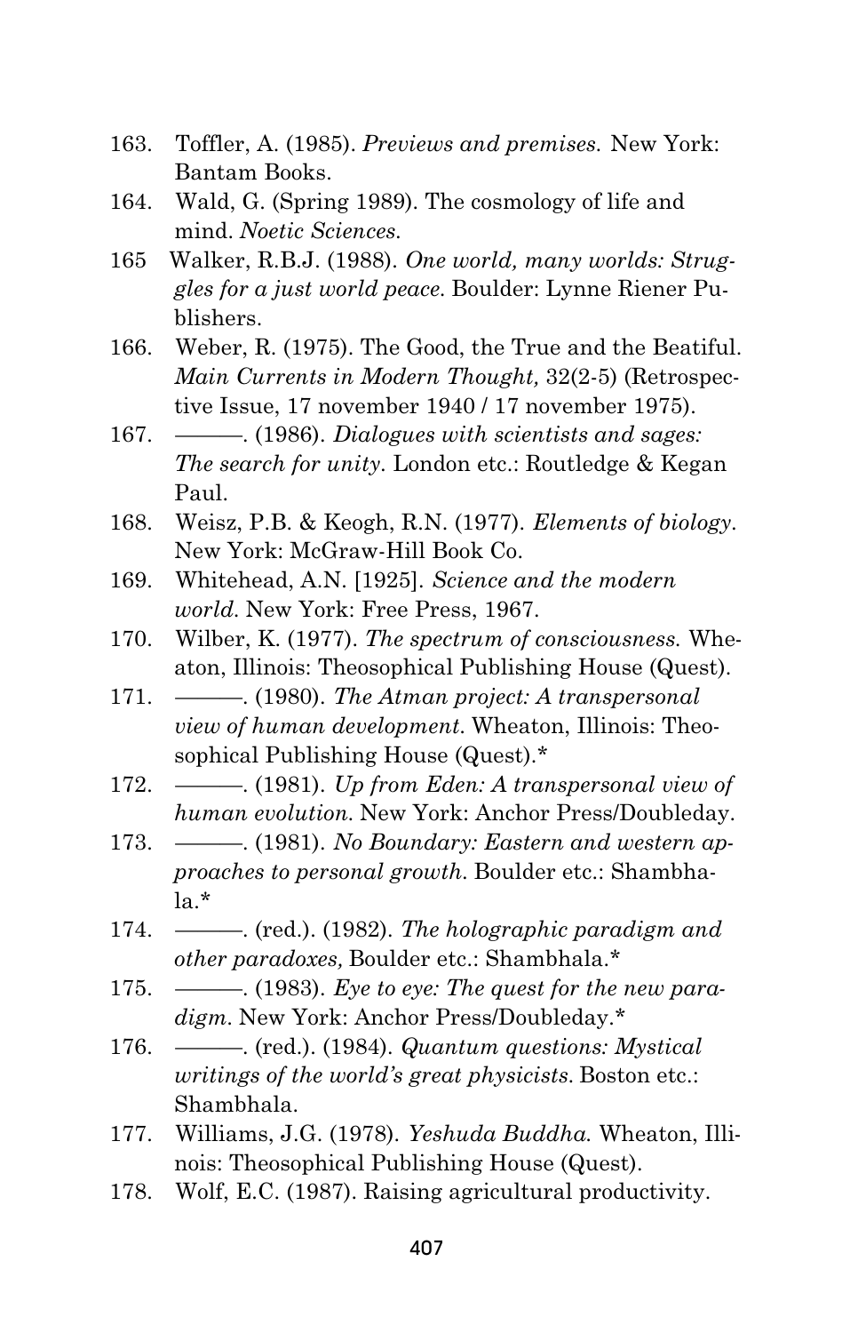163. Toffler, A. (1985). *Previews and premises.* New York: Bantam Books.
164. Wald, G. (Spring 1989). The cosmology of life and mind. *Noetic Sciences.*
165 Walker, R.B.J. (1988). *One world, many worlds: Struggles for a just world peace.* Boulder: Lynne Riener Publishers.
166. Weber, R. (1975). The Good, the True and the Beatiful. *Main Currents in Modern Thought,* 32(2-5) (Retrospective Issue, 17 november 1940 / 17 november 1975).
167. ———. (1986). *Dialogues with scientists and sages: The search for unity.* London etc.: Routledge & Kegan Paul.
168. Weisz, P.B. & Keogh, R.N. (1977). *Elements of biology.* New York: McGraw-Hill Book Co.
169. Whitehead, A.N. [1925]. *Science and the modern world.* New York: Free Press, 1967.
170. Wilber, K. (1977). *The spectrum of consciousness.* Wheaton, Illinois: Theosophical Publishing House (Quest).
171. ———. (1980). *The Atman project: A transpersonal view of human development.* Wheaton, Illinois: Theosophical Publishing House (Quest).*
172. ———. (1981). *Up from Eden: A transpersonal view of human evolution.* New York: Anchor Press/Doubleday.
173. ———. (1981). *No Boundary: Eastern and western approaches to personal growth.* Boulder etc.: Shambhala.*
174. ———. (red.). (1982). *The holographic paradigm and other paradoxes,* Boulder etc.: Shambhala.*
175. ———. (1983). *Eye to eye: The quest for the new paradigm.* New York: Anchor Press/Doubleday.*
176. ———. (red.). (1984). *Quantum questions: Mystical writings of the world's great physicists.* Boston etc.: Shambhala.
177. Williams, J.G. (1978). *Yeshuda Buddha.* Wheaton, Illinois: Theosophical Publishing House (Quest).
178. Wolf, E.C. (1987). Raising agricultural productivity.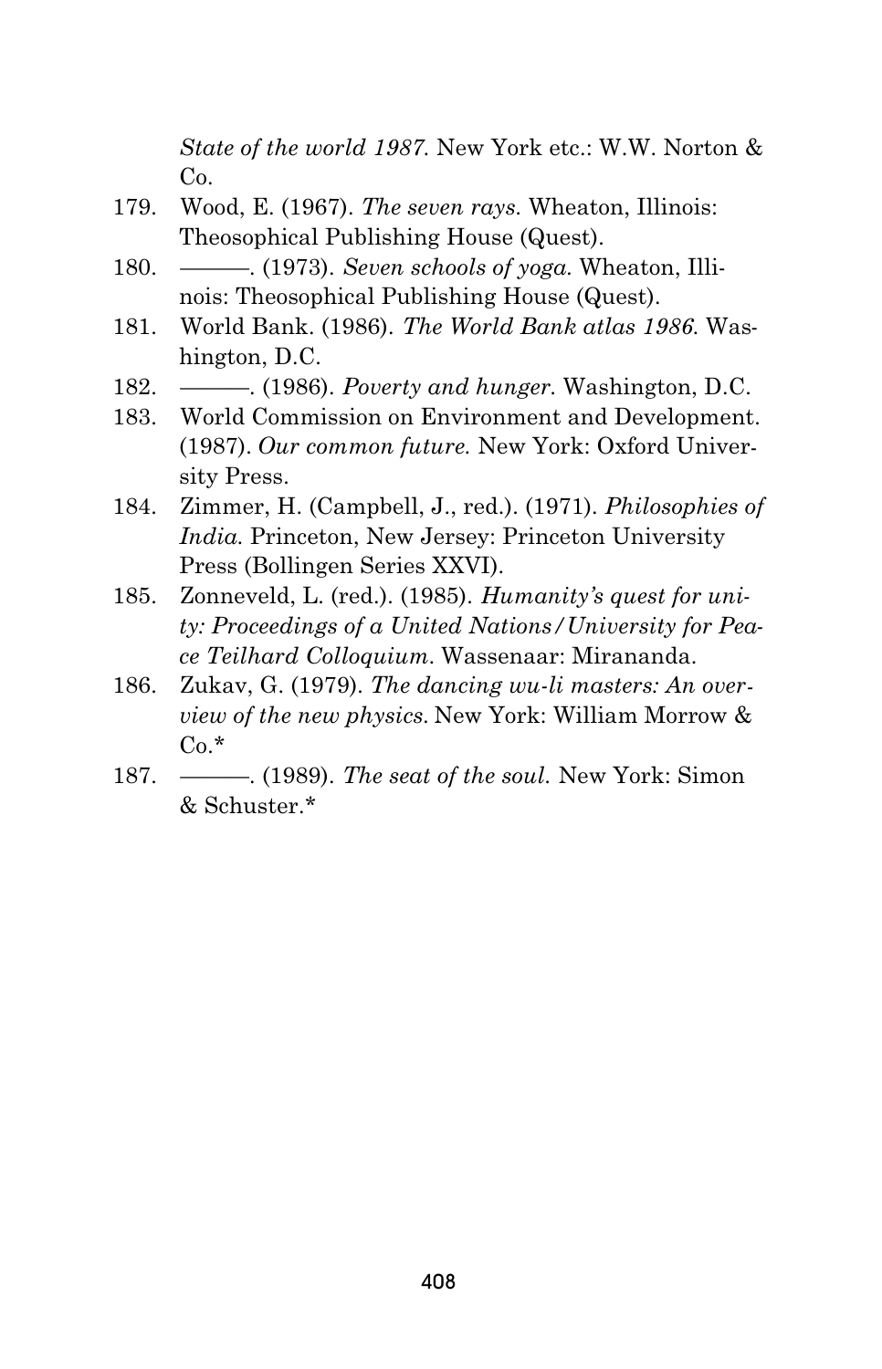*State of the world 1987*. New York etc.: W.W. Norton & Co.

179. Wood, E. (1967). *The seven rays*. Wheaton, Illinois: Theosophical Publishing House (Quest).
180. ———. (1973). *Seven schools of yoga*. Wheaton, Illinois: Theosophical Publishing House (Quest).
181. World Bank. (1986). *The World Bank atlas 1986*. Washington, D.C.
182. ———. (1986). *Poverty and hunger*. Washington, D.C.
183. World Commission on Environment and Development. (1987). *Our common future*. New York: Oxford University Press.
184. Zimmer, H. (Campbell, J., red.). (1971). *Philosophies of India*. Princeton, New Jersey: Princeton University Press (Bollingen Series XXVI).
185. Zonneveld, L. (red.). (1985). *Humanity's quest for unity: Proceedings of a United Nations/University for Peace Teilhard Colloquium*. Wassenaar: Mirananda.
186. Zukav, G. (1979). *The dancing wu-li masters: An overview of the new physics*. New York: William Morrow & Co.*
187. ———. (1989). *The seat of the soul*. New York: Simon & Schuster.*